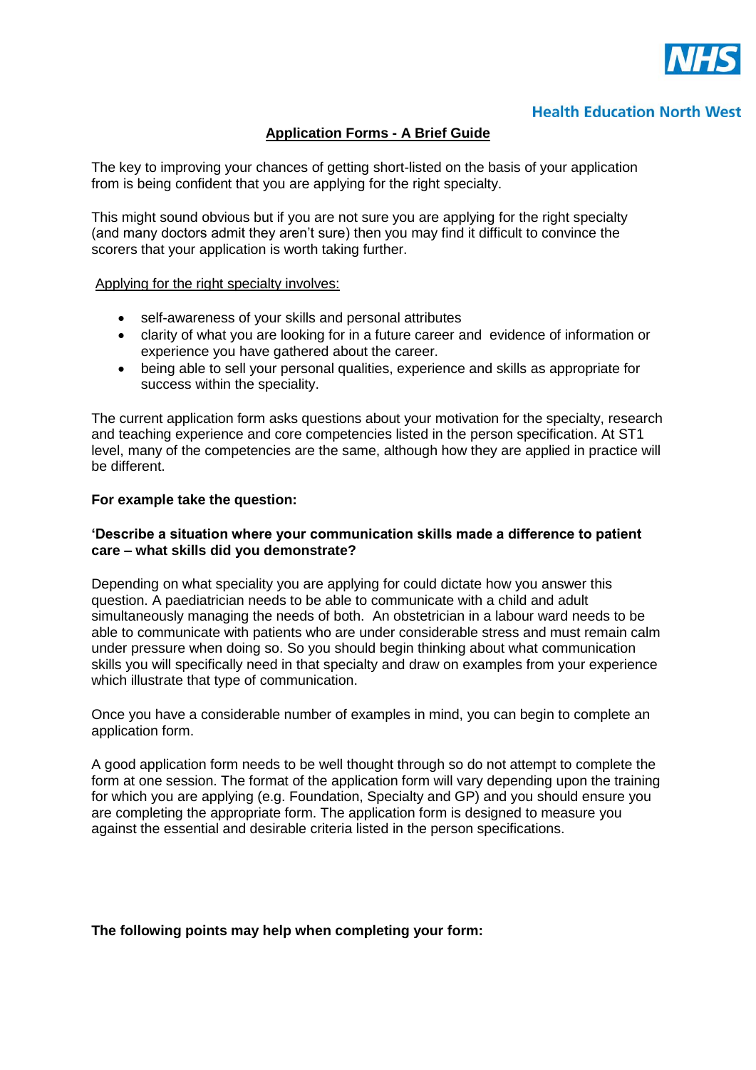NHS

Health Education North West

# Application Forms - A Brief Guide

The key to improving your chances of getting short-listed on the basis of your application from is being confident that you are applying for the right specialty.

This might sound obvious but if you are not sure you are applying for the right specialty (and many doctors admit they aren't sure) then you may find it difficult to convince the scorers that your application is worth taking further.

Applying for the right specialty involves:

- self-awareness of your skills and personal attributes
- clarity of what you are looking for in a future career and evidence of information or experience you have gathered about the career.
- being able to sell your personal qualities, experience and skills as appropriate for success within the speciality.

The current application form asks questions about your motivation for the specialty, research and teaching experience and core competencies listed in the person specification. At ST1 level, many of the competencies are the same, although how they are applied in practice will be different.

**For example take the question:**

**'Describe a situation where your communication skills made a difference to patient care – what skills did you demonstrate?**

Depending on what speciality you are applying for could dictate how you answer this question. A paediatrician needs to be able to communicate with a child and adult simultaneously managing the needs of both. An obstetrician in a labour ward needs to be able to communicate with patients who are under considerable stress and must remain calm under pressure when doing so. So you should begin thinking about what communication skills you will specifically need in that specialty and draw on examples from your experience which illustrate that type of communication.

Once you have a considerable number of examples in mind, you can begin to complete an application form.

A good application form needs to be well thought through so do not attempt to complete the form at one session. The format of the application form will vary depending upon the training for which you are applying (e.g. Foundation, Specialty and GP) and you should ensure you are completing the appropriate form. The application form is designed to measure you against the essential and desirable criteria listed in the person specifications.

**The following points may help when completing your form:**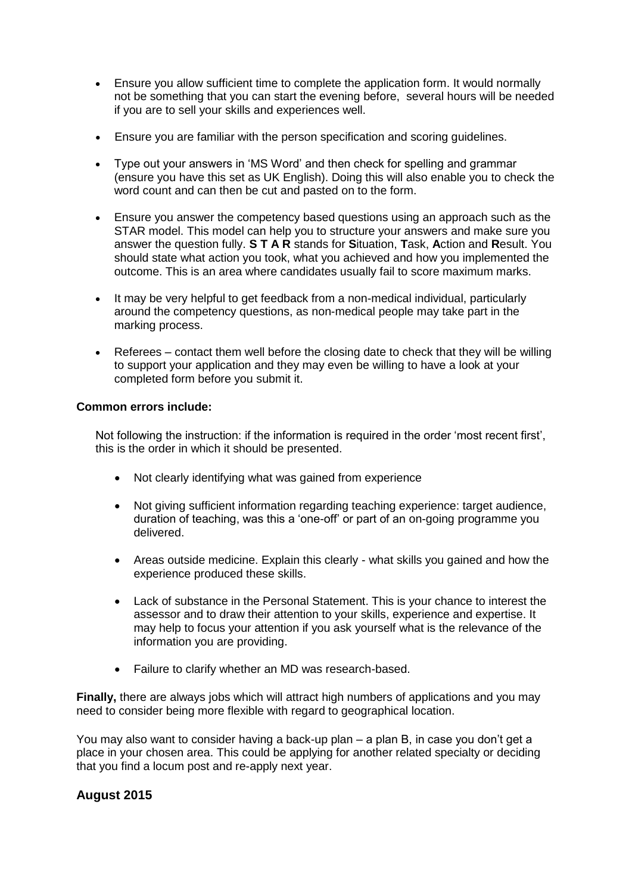- Ensure you allow sufficient time to complete the application form. It would normally not be something that you can start the evening before, several hours will be needed if you are to sell your skills and experiences well.
- Ensure you are familiar with the person specification and scoring guidelines.
- Type out your answers in 'MS Word' and then check for spelling and grammar (ensure you have this set as UK English). Doing this will also enable you to check the word count and can then be cut and pasted on to the form.
- Ensure you answer the competency based questions using an approach such as the STAR model. This model can help you to structure your answers and make sure you answer the question fully. **S T A R** stands for **S**ituation, **T**ask, **A**ction and **R**esult. You should state what action you took, what you achieved and how you implemented the outcome. This is an area where candidates usually fail to score maximum marks.
- It may be very helpful to get feedback from a non-medical individual, particularly around the competency questions, as non-medical people may take part in the marking process.
- Referees – contact them well before the closing date to check that they will be willing to support your application and they may even be willing to have a look at your completed form before you submit it.

**Common errors include:**

Not following the instruction: if the information is required in the order 'most recent first', this is the order in which it should be presented.

- Not clearly identifying what was gained from experience
- Not giving sufficient information regarding teaching experience: target audience, duration of teaching, was this a 'one-off' or part of an on-going programme you delivered.
- Areas outside medicine. Explain this clearly - what skills you gained and how the experience produced these skills.
- Lack of substance in the Personal Statement. This is your chance to interest the assessor and to draw their attention to your skills, experience and expertise. It may help to focus your attention if you ask yourself what is the relevance of the information you are providing.
- Failure to clarify whether an MD was research-based.

**Finally,** there are always jobs which will attract high numbers of applications and you may need to consider being more flexible with regard to geographical location.

You may also want to consider having a back-up plan – a plan B, in case you don't get a place in your chosen area. This could be applying for another related specialty or deciding that you find a locum post and re-apply next year.

**August 2015**